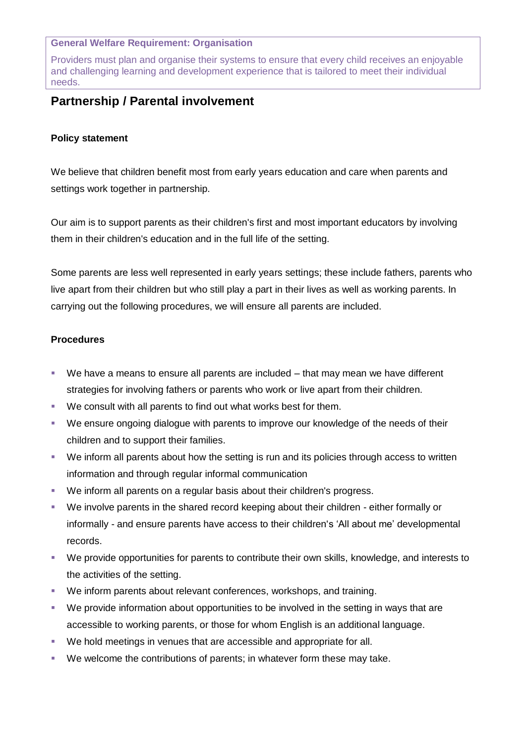**General Welfare Requirement: Organisation**

Providers must plan and organise their systems to ensure that every child receives an enjoyable and challenging learning and development experience that is tailored to meet their individual needs.

## Partnership / Parental involvement

**Policy statement**

We believe that children benefit most from early years education and care when parents and settings work together in partnership.

Our aim is to support parents as their children's first and most important educators by involving them in their children's education and in the full life of the setting.

Some parents are less well represented in early years settings; these include fathers, parents who live apart from their children but who still play a part in their lives as well as working parents. In carrying out the following procedures, we will ensure all parents are included.

**Procedures**

- We have a means to ensure all parents are included – that may mean we have different strategies for involving fathers or parents who work or live apart from their children.
- We consult with all parents to find out what works best for them.
- We ensure ongoing dialogue with parents to improve our knowledge of the needs of their children and to support their families.
- We inform all parents about how the setting is run and its policies through access to written information and through regular informal communication
- We inform all parents on a regular basis about their children's progress.
- We involve parents in the shared record keeping about their children - either formally or informally - and ensure parents have access to their children's 'All about me' developmental records.
- We provide opportunities for parents to contribute their own skills, knowledge, and interests to the activities of the setting.
- We inform parents about relevant conferences, workshops, and training.
- We provide information about opportunities to be involved in the setting in ways that are accessible to working parents, or those for whom English is an additional language.
- We hold meetings in venues that are accessible and appropriate for all.
- We welcome the contributions of parents; in whatever form these may take.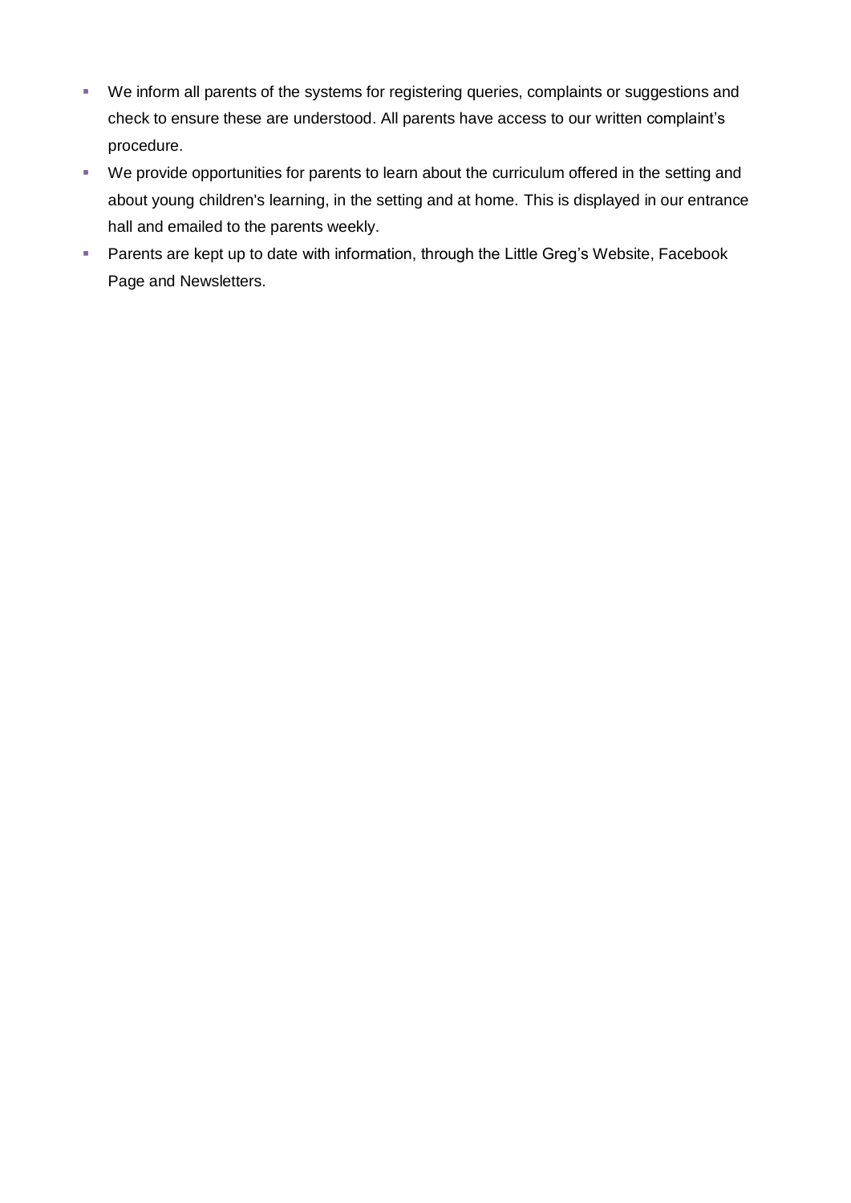- We inform all parents of the systems for registering queries, complaints or suggestions and check to ensure these are understood. All parents have access to our written complaint's procedure.
- We provide opportunities for parents to learn about the curriculum offered in the setting and about young children's learning, in the setting and at home. This is displayed in our entrance hall and emailed to the parents weekly.
- Parents are kept up to date with information, through the Little Greg's Website, Facebook Page and Newsletters.